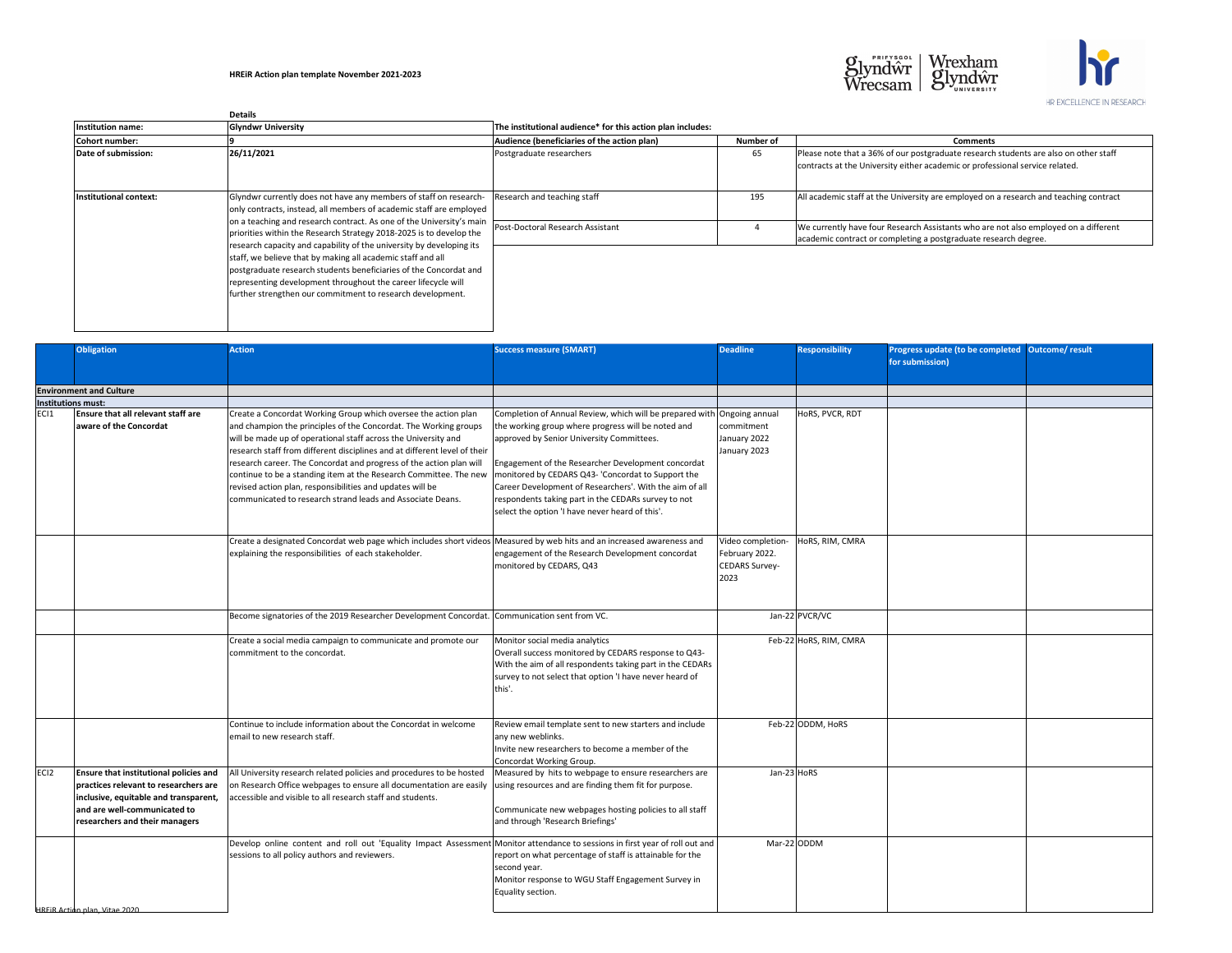**HREiR Action plan template November 2021-2023**

**Details**

| | | | | |
|---|---|---|---|---|
| **Institution name:** | **Glyndwr University** | **The institutional audience* for this action plan includes:** | | |
| **Cohort number:** | **9** | **Audience (beneficiaries of the action plan)** | **Number of** | **Comments** |
| **Date of submission:** | **26/11/2021** | Postgraduate researchers | 65 | Please note that a 36% of our postgraduate research students are also on other staff contracts at the University either academic or professional service related. |
| **Institutional context:** | Glyndwr currently does not have any members of staff on research-only contracts, instead, all members of academic staff are employed on a teaching and research contract. As one of the University's main priorities within the Research Strategy 2018-2025 is to develop the research capacity and capability of the university by developing its staff, we believe that by making all academic staff and all postgraduate research students beneficiaries of the Concordat and representing development throughout the career lifecycle will further strengthen our commitment to research development. | Research and teaching staff | 195 | All academic staff at the University are employed on a research and teaching contract |
| | | Post-Doctoral Research Assistant | 4 | We currently have four Research Assistants who are not also employed on a different academic contract or completing a postgraduate research degree. |

| | Obligation | Action | Success measure (SMART) | Deadline | Responsibility | Progress update (to be completed for submission) | Outcome/ result |
|---|---|---|---|---|---|---|---|
| **Environment and Culture** | | | | | | | |
| **Institutions must:** | | | | | | | |
| ECI1 | **Ensure that all relevant staff are aware of the Concordat** | Create a Concordat Working Group which oversee the action plan and champion the principles of the Concordat. The Working groups will be made up of operational staff across the University and research staff from different disciplines and at different level of their research career. The Concordat and progress of the action plan will continue to be a standing item at the Research Committee. The new revised action plan, responsibilities and updates will be communicated to research strand leads and Associate Deans. | Completion of Annual Review, which will be prepared with the working group where progress will be noted and approved by Senior University Committees.<br><br>Engagement of the Researcher Development concordat monitored by CEDARS Q43- 'Concordat to Support the Career Development of Researchers'. With the aim of all respondents taking part in the CEDARs survey to not select the option 'I have never heard of this'. | Ongoing annual commitment January 2022 January 2023 | HoRS, PVCR, RDT | | |
| | | Create a designated Concordat web page which includes short videos explaining the responsibilities of each stakeholder. | Measured by web hits and an increased awareness and engagement of the Research Development concordat monitored by CEDARS, Q43 | Video completion- February 2022. CEDARS Survey- 2023 | HoRS, RIM, CMRA | | |
| | | Become signatories of the 2019 Researcher Development Concordat. | Communication sent from VC. | Jan-22 | PVCR/VC | | |
| | | Create a social media campaign to communicate and promote our commitment to the concordat. | Monitor social media analytics<br>Overall success monitored by CEDARS response to Q43- With the aim of all respondents taking part in the CEDARs survey to not select that option 'I have never heard of this'. | Feb-22 | HoRS, RIM, CMRA | | |
| | | Continue to include information about the Concordat in welcome email to new research staff. | Review email template sent to new starters and include any new weblinks.<br>Invite new researchers to become a member of the Concordat Working Group. | Feb-22 | ODDM, HoRS | | |
| ECI2 | **Ensure that institutional policies and practices relevant to researchers are inclusive, equitable and transparent, and are well-communicated to researchers and their managers** | All University research related policies and procedures to be hosted on Research Office webpages to ensure all documentation are easily accessible and visible to all research staff and students. | Measured by hits to webpage to ensure researchers are using resources and are finding them fit for purpose.<br><br>Communicate new webpages hosting policies to all staff and through 'Research Briefings' | Jan-23 | HoRS | | |
| | | Develop online content and roll out 'Equality Impact Assessment sessions to all policy authors and reviewers. | Monitor attendance to sessions in first year of roll out and report on what percentage of staff is attainable for the second year.<br>Monitor response to WGU Staff Engagement Survey in Equality section. | Mar-22 | ODDM | | |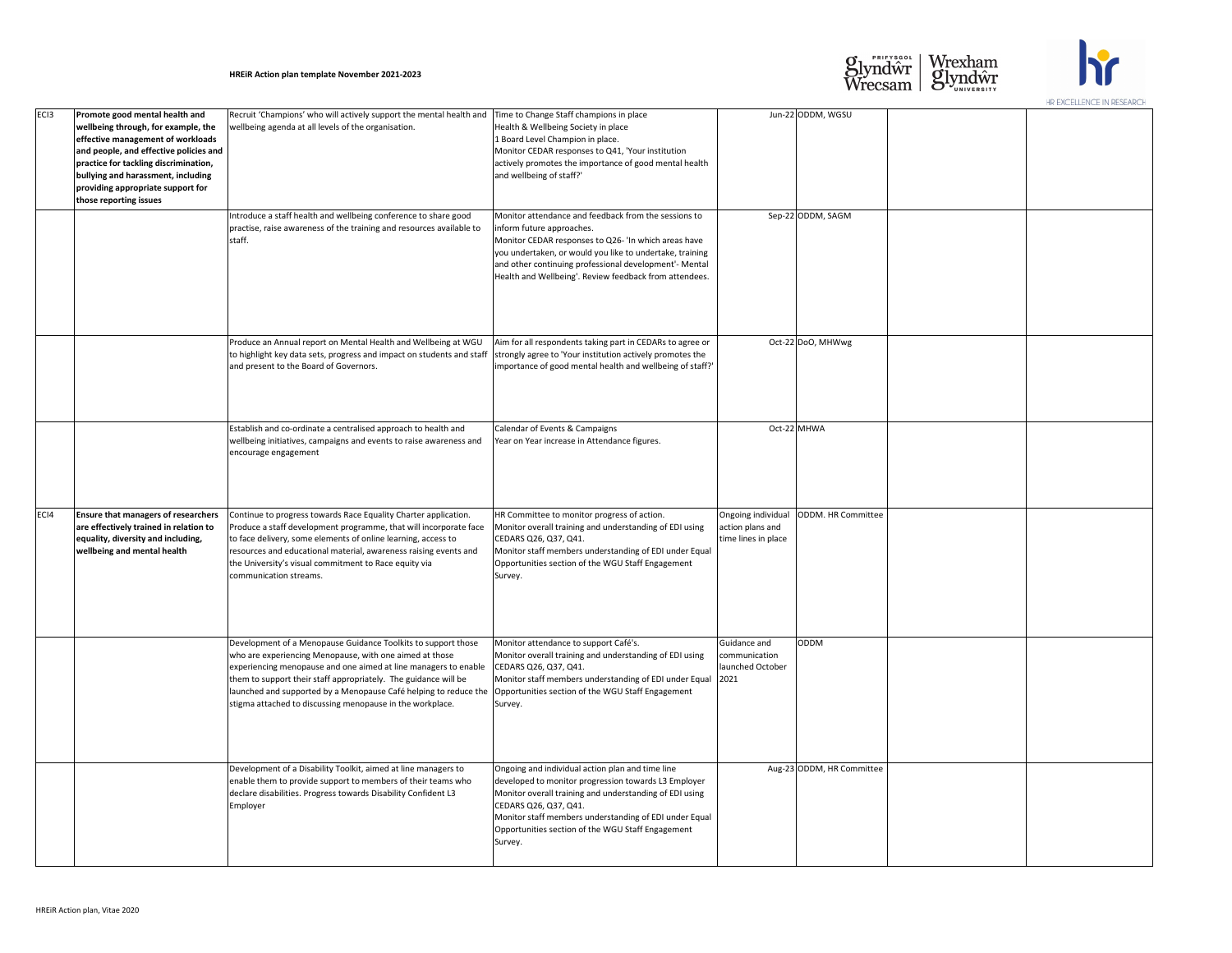| ECI3 | Promote good mental health and wellbeing through, for example, the effective management of workloads and people, and effective policies and practice for tackling discrimination, bullying and harassment, including providing appropriate support for those reporting issues | Recruit 'Champions' who will actively support the mental health and wellbeing agenda at all levels of the organisation. | Time to Change Staff champions in place<br>Health & Wellbeing Society in place<br>1 Board Level Champion in place.<br>Monitor CEDAR responses to Q41, 'Your institution actively promotes the importance of good mental health and wellbeing of staff?' | Jun-22 | ODDM, WGSU | | |
|---|---|---|---|---|---|---|---|
| | | Introduce a staff health and wellbeing conference to share good practise, raise awareness of the training and resources available to staff. | Monitor attendance and feedback from the sessions to inform future approaches.<br>Monitor CEDAR responses to Q26- 'In which areas have you undertaken, or would you like to undertake, training and other continuing professional development'- Mental Health and Wellbeing'. Review feedback from attendees. | Sep-22 | ODDM, SAGM | | |
| | | Produce an Annual report on Mental Health and Wellbeing at WGU to highlight key data sets, progress and impact on students and staff and present to the Board of Governors. | Aim for all respondents taking part in CEDARs to agree or strongly agree to 'Your institution actively promotes the importance of good mental health and wellbeing of staff?' | Oct-22 | DoO, MHWwg | | |
| | | Establish and co-ordinate a centralised approach to health and wellbeing initiatives, campaigns and events to raise awareness and encourage engagement | Calendar of Events & Campaigns<br>Year on Year increase in Attendance figures. | Oct-22 | MHWA | | |
| ECI4 | Ensure that managers of researchers are effectively trained in relation to equality, diversity and including, wellbeing and mental health | Continue to progress towards Race Equality Charter application. Produce a staff development programme, that will incorporate face to face delivery, some elements of online learning, access to resources and educational material, awareness raising events and the University's visual commitment to Race equity via communication streams. | HR Committee to monitor progress of action.<br>Monitor overall training and understanding of EDI using CEDARS Q26, Q37, Q41.<br>Monitor staff members understanding of EDI under Equal Opportunities section of the WGU Staff Engagement Survey. | Ongoing individual action plans and time lines in place | ODDM. HR Committee | | |
| | | Development of a Menopause Guidance Toolkits to support those who are experiencing Menopause, with one aimed at those experiencing menopause and one aimed at line managers to enable them to support their staff appropriately. The guidance will be launched and supported by a Menopause Café helping to reduce the stigma attached to discussing menopause in the workplace. | Monitor attendance to support Café's.<br>Monitor overall training and understanding of EDI using CEDARS Q26, Q37, Q41.<br>Monitor staff members understanding of EDI under Equal Opportunities section of the WGU Staff Engagement Survey. | Guidance and communication launched October 2021 | ODDM | | |
| | | Development of a Disability Toolkit, aimed at line managers to enable them to provide support to members of their teams who declare disabilities. Progress towards Disability Confident L3 Employer | Ongoing and individual action plan and time line developed to monitor progression towards L3 Employer<br>Monitor overall training and understanding of EDI using CEDARS Q26, Q37, Q41.<br>Monitor staff members understanding of EDI under Equal Opportunities section of the WGU Staff Engagement Survey. | Aug-23 | ODDM, HR Committee | | |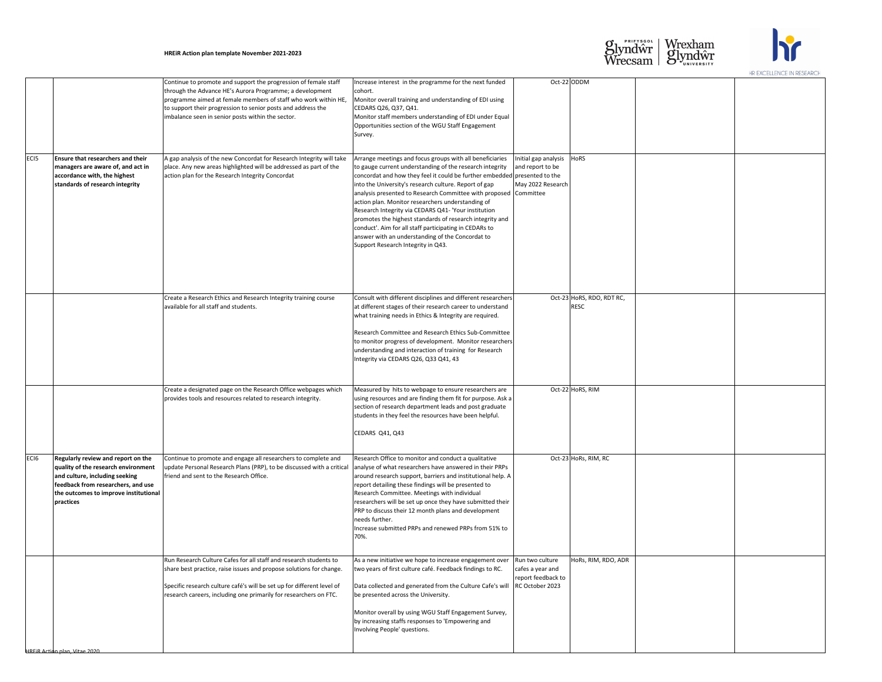**HREiR Action plan template November 2021-2023**

| | | | | | | | |
|---|---|---|---|---|---|---|---|
| | | Continue to promote and support the progression of female staff through the Advance HE's Aurora Programme; a development programme aimed at female members of staff who work within HE, to support their progression to senior posts and address the imbalance seen in senior posts within the sector. | Increase interest in the programme for the next funded cohort.<br>Monitor overall training and understanding of EDI using CEDARS Q26, Q37, Q41.<br>Monitor staff members understanding of EDI under Equal Opportunities section of the WGU Staff Engagement Survey. | Oct-22 | ODDM | | |
| ECI5 | **Ensure that researchers and their managers are aware of, and act in accordance with, the highest standards of research integrity** | A gap analysis of the new Concordat for Research Integrity will take place. Any new areas highlighted will be addressed as part of the action plan for the Research Integrity Concordat | Arrange meetings and focus groups with all beneficiaries to gauge current understanding of the research integrity concordat and how they feel it could be further embedded into the University's research culture. Report of gap analysis presented to Research Committee with proposed action plan. Monitor researchers understanding of Research Integrity via CEDARS Q41- 'Your institution promotes the highest standards of research integrity and conduct'. Aim for all staff participating in CEDARs to answer with an understanding of the Concordat to Support Research Integrity in Q43. | Initial gap analysis and report to be presented to the May 2022 Research Committee | HoRS | | |
| | | Create a Research Ethics and Research Integrity training course available for all staff and students. | Consult with different disciplines and different researchers at different stages of their research career to understand what training needs in Ethics & Integrity are required.<br><br>Research Committee and Research Ethics Sub-Committee to monitor progress of development. Monitor researchers understanding and interaction of training for Research Integrity via CEDARS Q26, Q33 Q41, 43 | Oct-23 | HoRS, RDO, RDT RC, RESC | | |
| | | Create a designated page on the Research Office webpages which provides tools and resources related to research integrity. | Measured by hits to webpage to ensure researchers are using resources and are finding them fit for purpose. Ask a section of research department leads and post graduate students in they feel the resources have been helpful.<br><br>CEDARS Q41, Q43 | Oct-22 | HoRS, RIM | | |
| ECI6 | **Regularly review and report on the quality of the research environment and culture, including seeking feedback from researchers, and use the outcomes to improve institutional practices** | Continue to promote and engage all researchers to complete and update Personal Research Plans (PRP), to be discussed with a critical friend and sent to the Research Office. | Research Office to monitor and conduct a qualitative analyse of what researchers have answered in their PRPs around research support, barriers and institutional help. A report detailing these findings will be presented to Research Committee. Meetings with individual researchers will be set up once they have submitted their PRP to discuss their 12 month plans and development needs further.<br>Increase submitted PRPs and renewed PRPs from 51% to 70%. | Oct-23 | HoRs, RIM, RC | | |
| | | Run Research Culture Cafes for all staff and research students to share best practice, raise issues and propose solutions for change.<br><br>Specific research culture café's will be set up for different level of research careers, including one primarily for researchers on FTC. | As a new initiative we hope to increase engagement over two years of first culture café. Feedback findings to RC.<br><br>Data collected and generated from the Culture Cafe's will be presented across the University.<br><br>Monitor overall by using WGU Staff Engagement Survey, by increasing staffs responses to 'Empowering and Involving People' questions. | Run two culture cafes a year and report feedback to RC October 2023 | HoRs, RIM, RDO, ADR | | |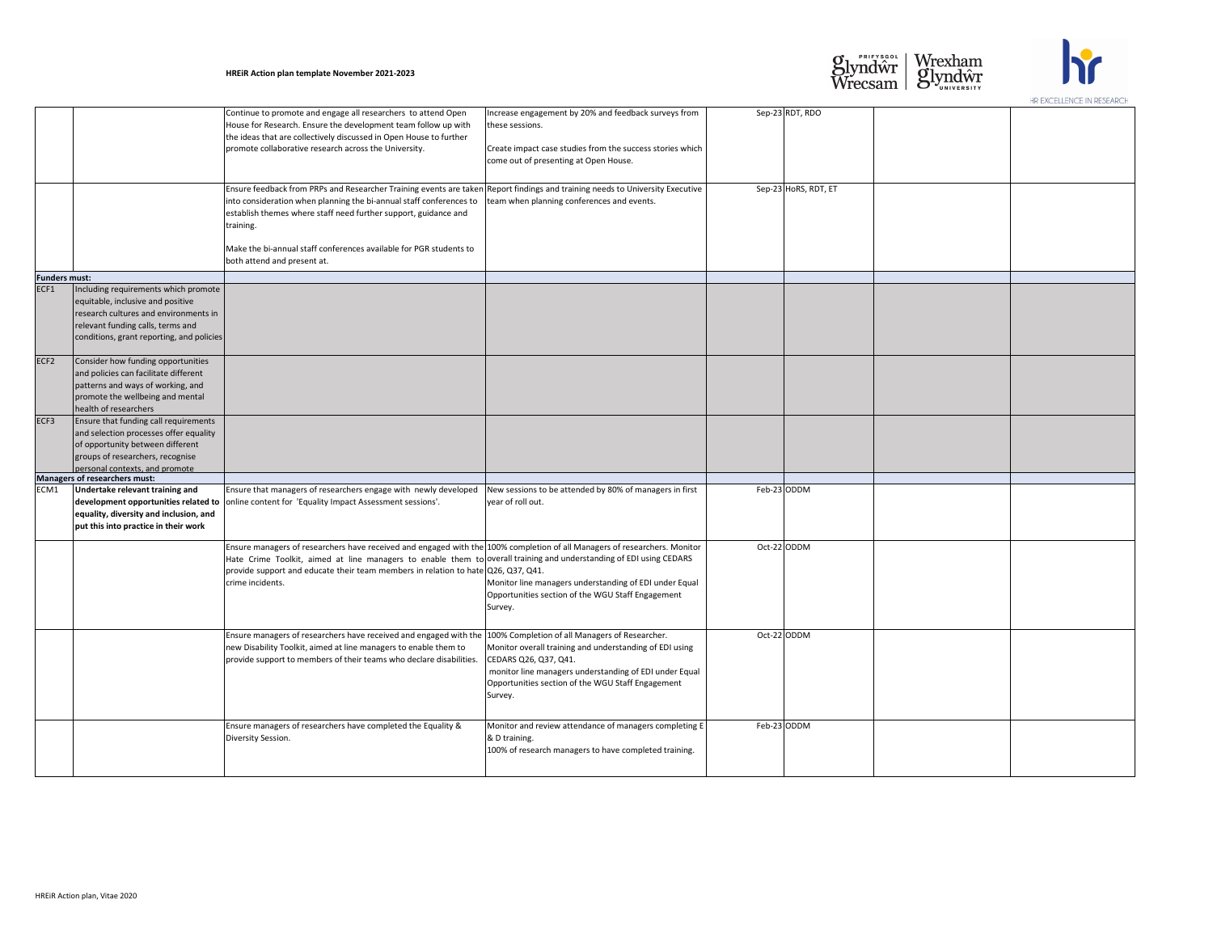| | | | | | | | |
|---|---|---|---|---|---|---|---|
| | | Continue to promote and engage all researchers to attend Open House for Research. Ensure the development team follow up with the ideas that are collectively discussed in Open House to further promote collaborative research across the University. | Increase engagement by 20% and feedback surveys from these sessions.<br><br>Create impact case studies from the success stories which come out of presenting at Open House. | Sep-23 | RDT, RDO | | |
| | | Ensure feedback from PRPs and Researcher Training events are taken into consideration when planning the bi-annual staff conferences to establish themes where staff need further support, guidance and training.<br><br>Make the bi-annual staff conferences available for PGR students to both attend and present at. | Report findings and training needs to University Executive team when planning conferences and events. | Sep-23 | HoRS, RDT, ET | | |
| **Funders must:** | | | | | | | |
| ECF1 | Including requirements which promote equitable, inclusive and positive research cultures and environments in relevant funding calls, terms and conditions, grant reporting, and policies | | | | | | |
| ECF2 | Consider how funding opportunities and policies can facilitate different patterns and ways of working, and promote the wellbeing and mental health of researchers | | | | | | |
| ECF3 | Ensure that funding call requirements and selection processes offer equality of opportunity between different groups of researchers, recognise personal contexts, and promote | | | | | | |
| **Managers of researchers must:** | | | | | | | |
| ECM1 | **Undertake relevant training and development opportunities related to equality, diversity and inclusion, and put this into practice in their work** | Ensure that managers of researchers engage with newly developed online content for 'Equality Impact Assessment sessions'. | New sessions to be attended by 80% of managers in first year of roll out. | Feb-23 | ODDM | | |
| | | Ensure managers of researchers have received and engaged with the Hate Crime Toolkit, aimed at line managers to enable them to provide support and educate their team members in relation to hate crime incidents. | 100% completion of all Managers of researchers. Monitor overall training and understanding of EDI using CEDARS Q26, Q37, Q41.<br><br>Monitor line managers understanding of EDI under Equal Opportunities section of the WGU Staff Engagement Survey. | Oct-22 | ODDM | | |
| | | Ensure managers of researchers have received and engaged with the new Disability Toolkit, aimed at line managers to enable them to provide support to members of their teams who declare disabilities. | 100% Completion of all Managers of Researcher. Monitor overall training and understanding of EDI using CEDARS Q26, Q37, Q41.<br>monitor line managers understanding of EDI under Equal Opportunities section of the WGU Staff Engagement Survey. | Oct-22 | ODDM | | |
| | | Ensure managers of researchers have completed the Equality & Diversity Session. | Monitor and review attendance of managers completing E & D training.<br>100% of research managers to have completed training. | Feb-23 | ODDM | | |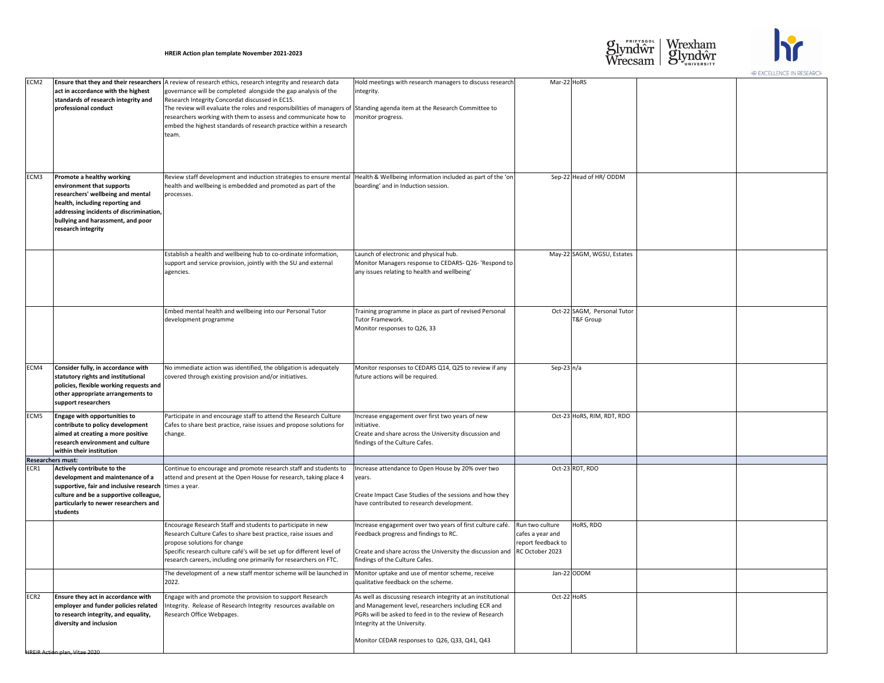| | | | | | | | |
|---|---|---|---|---|---|---|---|
| ECM2 | **Ensure that they and their researchers act in accordance with the highest standards of research integrity and professional conduct** | A review of research ethics, research integrity and research data governance will be completed alongside the gap analysis of the Research Integrity Concordat discussed in EC15. The review will evaluate the roles and responsibilities of managers of researchers working with them to assess and communicate how to embed the highest standards of research practice within a research team. | Hold meetings with research managers to discuss research integrity. Standing agenda item at the Research Committee to monitor progress. | Mar-22 | HoRS | | |
| ECM3 | **Promote a healthy working environment that supports researchers' wellbeing and mental health, including reporting and addressing incidents of discrimination, bullying and harassment, and poor research integrity** | Review staff development and induction strategies to ensure mental health and wellbeing is embedded and promoted as part of the processes. | Health & Wellbeing information included as part of the 'on boarding' and in Induction session. | Sep-22 | Head of HR/ ODDM | | |
| | | Establish a health and wellbeing hub to co-ordinate information, support and service provision, jointly with the SU and external agencies. | Launch of electronic and physical hub. Monitor Managers response to CEDARS- Q26- 'Respond to any issues relating to health and wellbeing' | May-22 | SAGM, WGSU, Estates | | |
| | | Embed mental health and wellbeing into our Personal Tutor development programme | Training programme in place as part of revised Personal Tutor Framework. Monitor responses to Q26, 33 | Oct-22 | SAGM, Personal Tutor T&F Group | | |
| ECM4 | **Consider fully, in accordance with statutory rights and institutional policies, flexible working requests and other appropriate arrangements to support researchers** | No immediate action was identified, the obligation is adequately covered through existing provision and/or initiatives. | Monitor responses to CEDARS Q14, Q25 to review if any future actions will be required. | Sep-23 | n/a | | |
| ECM5 | **Engage with opportunities to contribute to policy development aimed at creating a more positive research environment and culture within their institution** | Participate in and encourage staff to attend the Research Culture Cafes to share best practice, raise issues and propose solutions for change. | Increase engagement over first two years of new initiative. Create and share across the University discussion and findings of the Culture Cafes. | Oct-23 | HoRS, RIM, RDT, RDO | | |
| **Researchers must:** | | | | | | | |
| ECR1 | **Actively contribute to the development and maintenance of a supportive, fair and inclusive research culture and be a supportive colleague, particularly to newer researchers and students** | Continue to encourage and promote research staff and students to attend and present at the Open House for research, taking place 4 times a year. | Increase attendance to Open House by 20% over two years. Create Impact Case Studies of the sessions and how they have contributed to research development. | Oct-23 | RDT, RDO | | |
| | | Encourage Research Staff and students to participate in new Research Culture Cafes to share best practice, raise issues and propose solutions for change. Specific research culture café's will be set up for different level of research careers, including one primarily for researchers on FTC. | Increase engagement over two years of first culture café. Feedback progress and findings to RC. Create and share across the University the discussion and findings of the Culture Cafes. | Run two culture cafes a year and report feedback to RC October 2023 | HoRS, RDO | | |
| | | The development of a new staff mentor scheme will be launched in 2022. | Monitor uptake and use of mentor scheme, receive qualitative feedback on the scheme. | Jan-22 | ODDM | | |
| ECR2 | **Ensure they act in accordance with employer and funder policies related to research integrity, and equality, diversity and inclusion** | Engage with and promote the provision to support Research Integrity. Release of Research Integrity resources available on Research Office Webpages. | As well as discussing research integrity at an institutional and Management level, researchers including ECR and PGRs will be asked to feed in to the review of Research Integrity at the University. Monitor CEDAR responses to Q26, Q33, Q41, Q43 | Oct-22 | HoRS | | |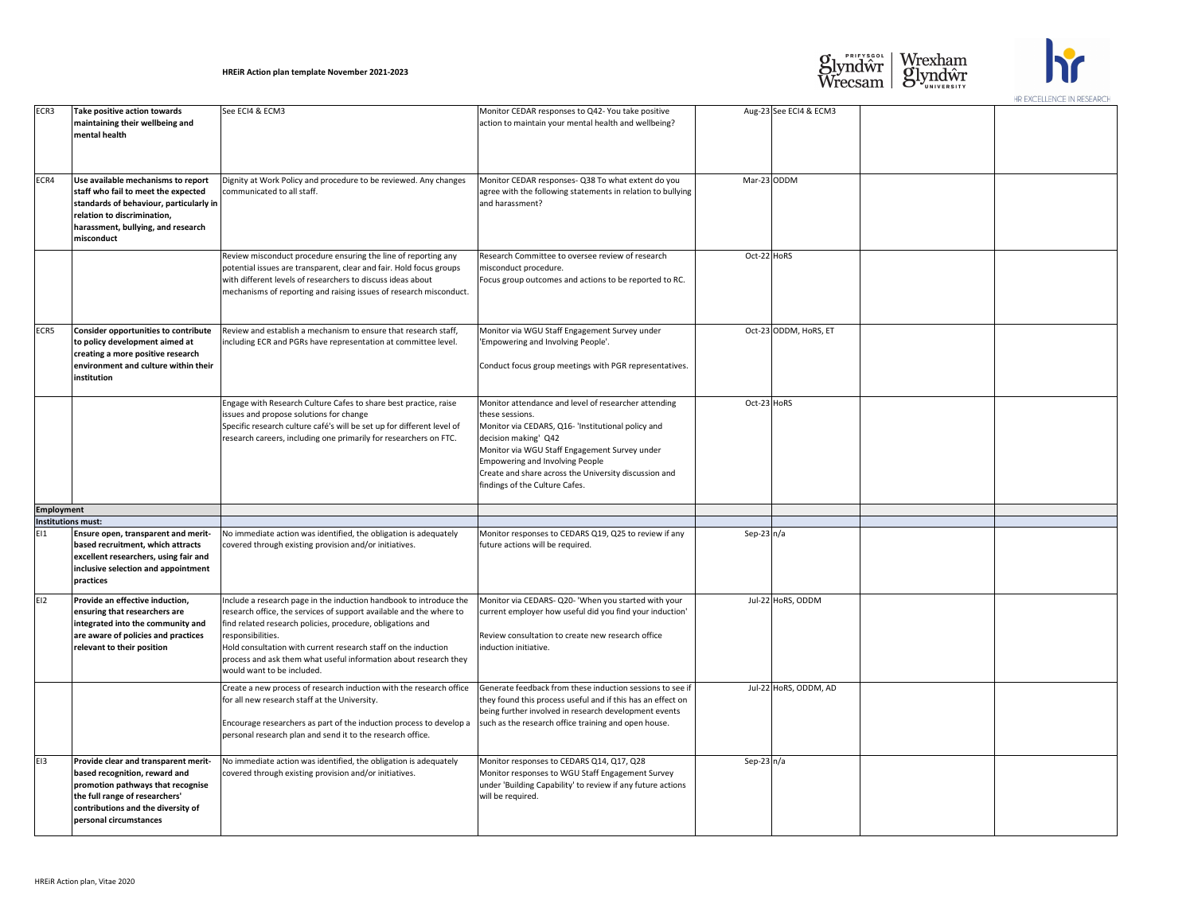| | | | | | | | |
|---|---|---|---|---|---|---|---|
| ECR3 | **Take positive action towards maintaining their wellbeing and mental health** | See ECI4 & ECM3 | Monitor CEDAR responses to Q42- You take positive action to maintain your mental health and wellbeing? | Aug-23 | See ECI4 & ECM3 | | |
| ECR4 | **Use available mechanisms to report staff who fail to meet the expected standards of behaviour, particularly in relation to discrimination, harassment, bullying, and research misconduct** | Dignity at Work Policy and procedure to be reviewed. Any changes communicated to all staff. | Monitor CEDAR responses- Q38 To what extent do you agree with the following statements in relation to bullying and harassment? | Mar-23 | ODDM | | |
| | | Review misconduct procedure ensuring the line of reporting any potential issues are transparent, clear and fair. Hold focus groups with different levels of researchers to discuss ideas about mechanisms of reporting and raising issues of research misconduct. | Research Committee to oversee review of research misconduct procedure.<br>Focus group outcomes and actions to be reported to RC. | Oct-22 | HoRS | | |
| ECR5 | **Consider opportunities to contribute to policy development aimed at creating a more positive research environment and culture within their institution** | Review and establish a mechanism to ensure that research staff, including ECR and PGRs have representation at committee level. | Monitor via WGU Staff Engagement Survey under 'Empowering and Involving People'.<br><br>Conduct focus group meetings with PGR representatives. | Oct-23 | ODDM, HoRS, ET | | |
| | | Engage with Research Culture Cafes to share best practice, raise issues and propose solutions for change<br>Specific research culture café's will be set up for different level of research careers, including one primarily for researchers on FTC. | Monitor attendance and level of researcher attending these sessions.<br>Monitor via CEDARS, Q16- 'Institutional policy and decision making' Q42<br>Monitor via WGU Staff Engagement Survey under Empowering and Involving People<br>Create and share across the University discussion and findings of the Culture Cafes. | Oct-23 | HoRS | | |
| **Employment** | | | | | | | |
| **Institutions must:** | | | | | | | |
| EI1 | **Ensure open, transparent and merit-based recruitment, which attracts excellent researchers, using fair and inclusive selection and appointment practices** | No immediate action was identified, the obligation is adequately covered through existing provision and/or initiatives. | Monitor responses to CEDARS Q19, Q25 to review if any future actions will be required. | Sep-23 | n/a | | |
| EI2 | **Provide an effective induction, ensuring that researchers are integrated into the community and are aware of policies and practices relevant to their position** | Include a research page in the induction handbook to introduce the research office, the services of support available and the where to find related research policies, procedure, obligations and responsibilities.<br>Hold consultation with current research staff on the induction process and ask them what useful information about research they would want to be included. | Monitor via CEDARS- Q20- 'When you started with your current employer how useful did you find your induction'<br><br>Review consultation to create new research office induction initiative. | Jul-22 | HoRS, ODDM | | |
| | | Create a new process of research induction with the research office for all new research staff at the University.<br><br>Encourage researchers as part of the induction process to develop a personal research plan and send it to the research office. | Generate feedback from these induction sessions to see if they found this process useful and if this has an effect on being further involved in research development events such as the research office training and open house. | Jul-22 | HoRS, ODDM, AD | | |
| EI3 | **Provide clear and transparent merit-based recognition, reward and promotion pathways that recognise the full range of researchers' contributions and the diversity of personal circumstances** | No immediate action was identified, the obligation is adequately covered through existing provision and/or initiatives. | Monitor responses to CEDARS Q14, Q17, Q28<br>Monitor responses to WGU Staff Engagement Survey under 'Building Capability' to review if any future actions will be required. | Sep-23 | n/a | | |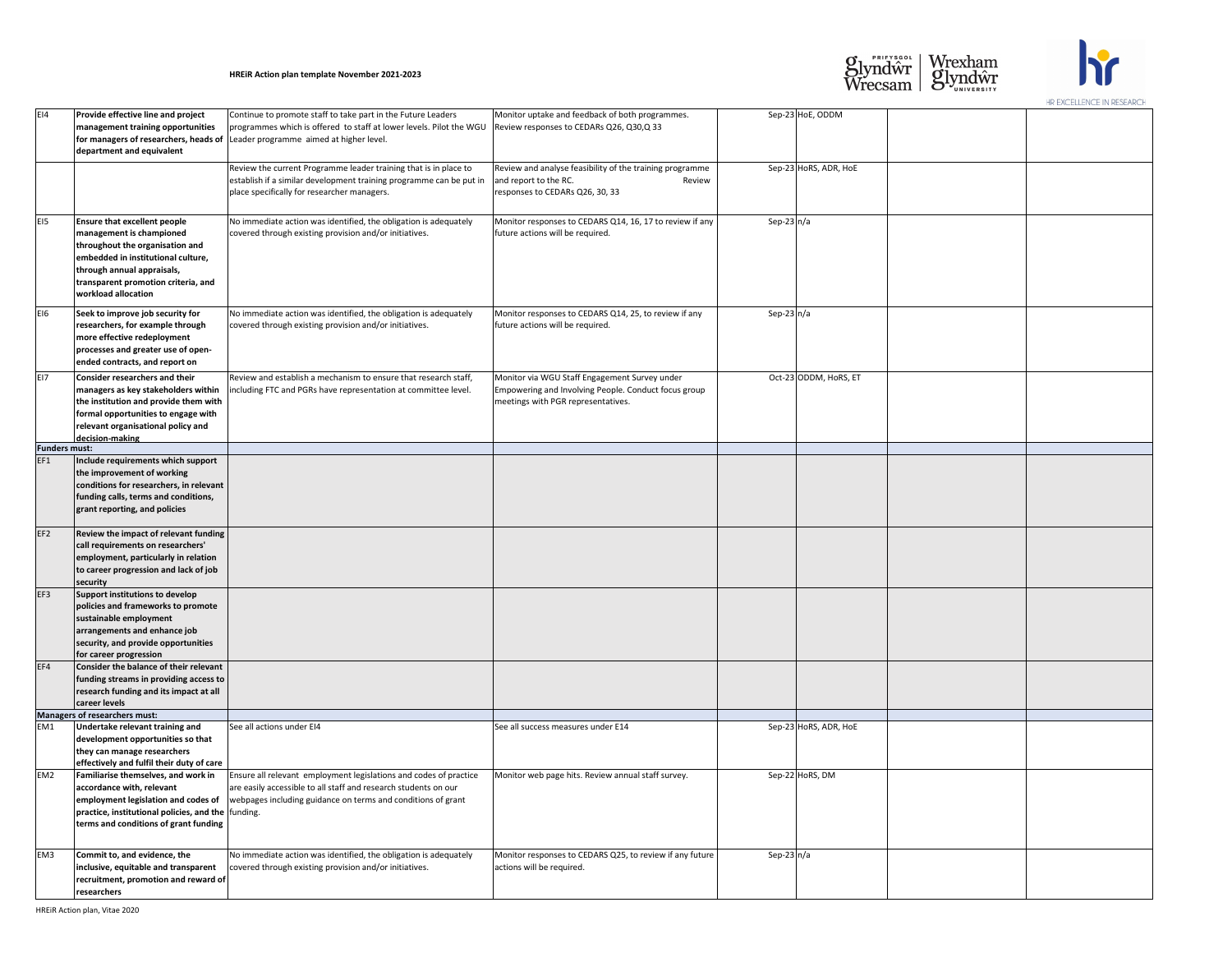| | | | | | | | |
|---|---|---|---|---|---|---|---|
| EI4 | **Provide effective line and project management training opportunities for managers of researchers, heads of department and equivalent** | Continue to promote staff to take part in the Future Leaders programmes which is offered to staff at lower levels. Pilot the WGU Leader programme aimed at higher level. | Monitor uptake and feedback of both programmes. Review responses to CEDARs Q26, Q30,Q 33 | Sep-23 | HoE, ODDM | | |
| | | Review the current Programme leader training that is in place to establish if a similar development training programme can be put in place specifically for researcher managers. | Review and analyse feasibility of the training programme and report to the RC. Review responses to CEDARs Q26, 30, 33 | Sep-23 | HoRS, ADR, HoE | | |
| EI5 | **Ensure that excellent people management is championed throughout the organisation and embedded in institutional culture, through annual appraisals, transparent promotion criteria, and workload allocation** | No immediate action was identified, the obligation is adequately covered through existing provision and/or initiatives. | Monitor responses to CEDARS Q14, 16, 17 to review if any future actions will be required. | Sep-23 | n/a | | |
| EI6 | **Seek to improve job security for researchers, for example through more effective redeployment processes and greater use of open-ended contracts, and report on** | No immediate action was identified, the obligation is adequately covered through existing provision and/or initiatives. | Monitor responses to CEDARS Q14, 25, to review if any future actions will be required. | Sep-23 | n/a | | |
| EI7 | **Consider researchers and their managers as key stakeholders within the institution and provide them with formal opportunities to engage with relevant organisational policy and decision-making** | Review and establish a mechanism to ensure that research staff, including FTC and PGRs have representation at committee level. | Monitor via WGU Staff Engagement Survey under Empowering and Involving People. Conduct focus group meetings with PGR representatives. | Oct-23 | ODDM, HoRS, ET | | |
| **Funders must:** | | | | | | | |
| EF1 | **Include requirements which support the improvement of working conditions for researchers, in relevant funding calls, terms and conditions, grant reporting, and policies** | | | | | | |
| EF2 | **Review the impact of relevant funding call requirements on researchers' employment, particularly in relation to career progression and lack of job security** | | | | | | |
| EF3 | **Support institutions to develop policies and frameworks to promote sustainable employment arrangements and enhance job security, and provide opportunities for career progression** | | | | | | |
| EF4 | **Consider the balance of their relevant funding streams in providing access to research funding and its impact at all career levels** | | | | | | |
| **Managers of researchers must:** | | | | | | | |
| EM1 | **Undertake relevant training and development opportunities so that they can manage researchers effectively and fulfil their duty of care** | See all actions under EI4 | See all success measures under E14 | Sep-23 | HoRS, ADR, HoE | | |
| EM2 | **Familiarise themselves, and work in accordance with, relevant employment legislation and codes of practice, institutional policies, and the terms and conditions of grant funding** | Ensure all relevant employment legislations and codes of practice are easily accessible to all staff and research students on our webpages including guidance on terms and conditions of grant funding. | Monitor web page hits. Review annual staff survey. | Sep-22 | HoRS, DM | | |
| EM3 | **Commit to, and evidence, the inclusive, equitable and transparent recruitment, promotion and reward of researchers** | No immediate action was identified, the obligation is adequately covered through existing provision and/or initiatives. | Monitor responses to CEDARS Q25, to review if any future actions will be required. | Sep-23 | n/a | | |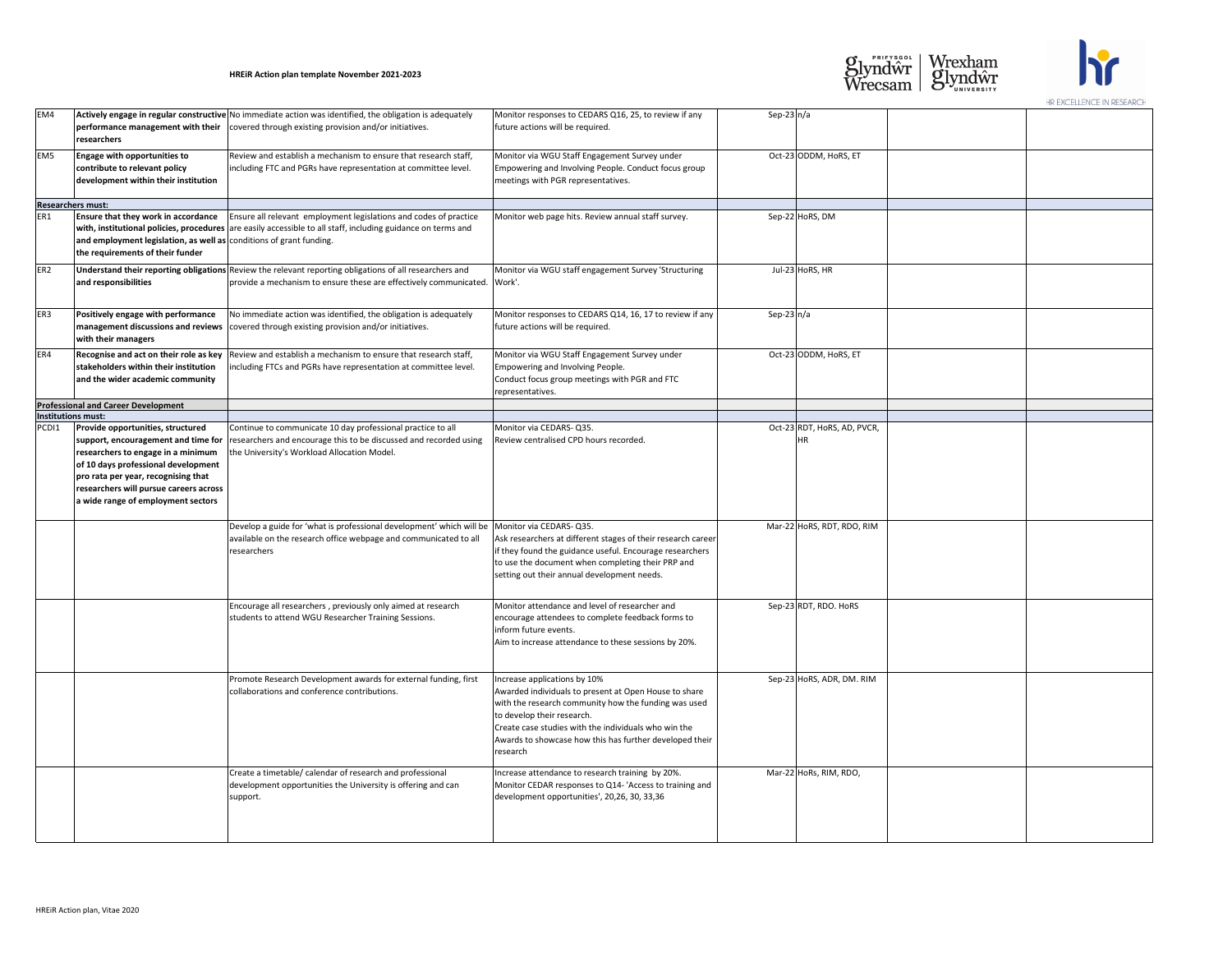| | | | | | | | |
|---|---|---|---|---|---|---|---|
| EM4 | **Actively engage in regular constructive performance management with their researchers** | No immediate action was identified, the obligation is adequately covered through existing provision and/or initiatives. | Monitor responses to CEDARS Q16, 25, to review if any future actions will be required. | Sep-23 | n/a | | |
| EM5 | **Engage with opportunities to contribute to relevant policy development within their institution** | Review and establish a mechanism to ensure that research staff, including FTC and PGRs have representation at committee level. | Monitor via WGU Staff Engagement Survey under Empowering and Involving People. Conduct focus group meetings with PGR representatives. | Oct-23 | ODDM, HoRS, ET | | |
| **Researchers must:** | | | | | | | |
| ER1 | **Ensure that they work in accordance with, institutional policies, procedures and employment legislation, as well as the requirements of their funder** | Ensure all relevant employment legislations and codes of practice are easily accessible to all staff, including guidance on terms and conditions of grant funding. | Monitor web page hits. Review annual staff survey. | Sep-22 | HoRS, DM | | |
| ER2 | **Understand their reporting obligations and responsibilities** | Review the relevant reporting obligations of all researchers and provide a mechanism to ensure these are effectively communicated. | Monitor via WGU staff engagement Survey 'Structuring Work'. | Jul-23 | HoRS, HR | | |
| ER3 | **Positively engage with performance management discussions and reviews with their managers** | No immediate action was identified, the obligation is adequately covered through existing provision and/or initiatives. | Monitor responses to CEDARS Q14, 16, 17 to review if any future actions will be required. | Sep-23 | n/a | | |
| ER4 | **Recognise and act on their role as key stakeholders within their institution and the wider academic community** | Review and establish a mechanism to ensure that research staff, including FTCs and PGRs have representation at committee level. | Monitor via WGU Staff Engagement Survey under Empowering and Involving People.<br>Conduct focus group meetings with PGR and FTC representatives. | Oct-23 | ODDM, HoRS, ET | | |
| **Professional and Career Development** | | | | | | | |
| **Institutions must:** | | | | | | | |
| PCDI1 | **Provide opportunities, structured support, encouragement and time for researchers to engage in a minimum of 10 days professional development pro rata per year, recognising that researchers will pursue careers across a wide range of employment sectors** | Continue to communicate 10 day professional practice to all researchers and encourage this to be discussed and recorded using the University's Workload Allocation Model. | Monitor via CEDARS- Q35.<br>Review centralised CPD hours recorded. | Oct-23 | RDT, HoRS, AD, PVCR, HR | | |
| | | Develop a guide for 'what is professional development' which will be available on the research office webpage and communicated to all researchers | Monitor via CEDARS- Q35.<br>Ask researchers at different stages of their research career if they found the guidance useful. Encourage researchers to use the document when completing their PRP and setting out their annual development needs. | Mar-22 | HoRS, RDT, RDO, RIM | | |
| | | Encourage all researchers , previously only aimed at research students to attend WGU Researcher Training Sessions. | Monitor attendance and level of researcher and encourage attendees to complete feedback forms to inform future events.<br>Aim to increase attendance to these sessions by 20%. | Sep-23 | RDT, RDO. HoRS | | |
| | | Promote Research Development awards for external funding, first collaborations and conference contributions. | Increase applications by 10%<br>Awarded individuals to present at Open House to share with the research community how the funding was used to develop their research.<br>Create case studies with the individuals who win the Awards to showcase how this has further developed their research | Sep-23 | HoRS, ADR, DM. RIM | | |
| | | Create a timetable/ calendar of research and professional development opportunities the University is offering and can support. | Increase attendance to research training by 20%.<br>Monitor CEDAR responses to Q14- 'Access to training and development opportunities', 20,26, 30, 33,36 | Mar-22 | HoRs, RIM, RDO, | | |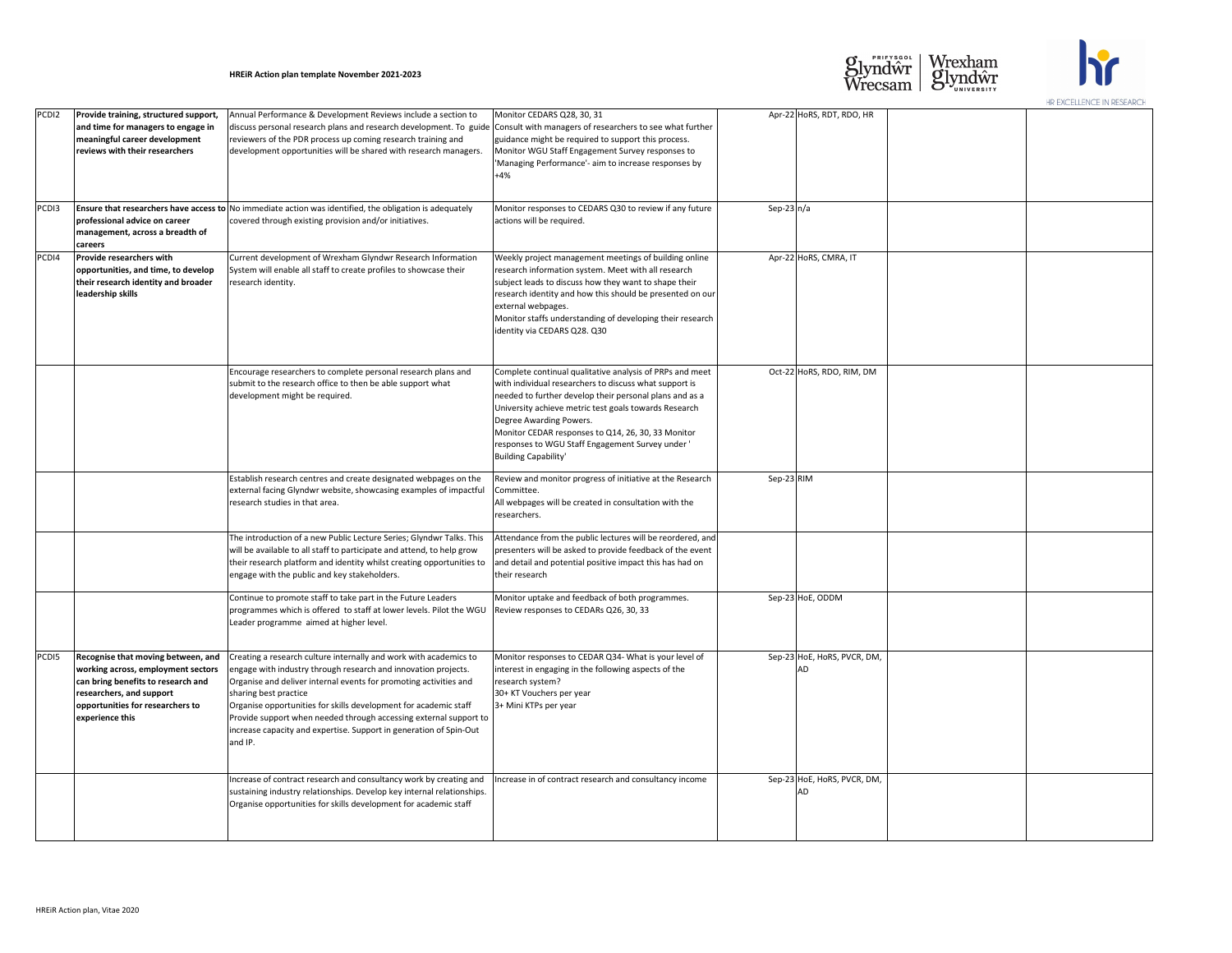| | | | | | | | |
|---|---|---|---|---|---|---|---|
| PCDI2 | **Provide training, structured support, and time for managers to engage in meaningful career development reviews with their researchers** | Annual Performance & Development Reviews include a section to discuss personal research plans and research development. To guide reviewers of the PDR process up coming research training and development opportunities will be shared with research managers. | Monitor CEDARS Q28, 30, 31<br>Consult with managers of researchers to see what further guidance might be required to support this process.<br>Monitor WGU Staff Engagement Survey responses to 'Managing Performance'- aim to increase responses by +4% | Apr-22 | HoRS, RDT, RDO, HR | | |
| PCDI3 | **Ensure that researchers have access to professional advice on career management, across a breadth of careers** | No immediate action was identified, the obligation is adequately covered through existing provision and/or initiatives. | Monitor responses to CEDARS Q30 to review if any future actions will be required. | Sep-23 | n/a | | |
| PCDI4 | **Provide researchers with opportunities, and time, to develop their research identity and broader leadership skills** | Current development of Wrexham Glyndwr Research Information System will enable all staff to create profiles to showcase their research identity. | Weekly project management meetings of building online research information system. Meet with all research subject leads to discuss how they want to shape their research identity and how this should be presented on our external webpages.<br>Monitor staffs understanding of developing their research identity via CEDARS Q28. Q30 | Apr-22 | HoRS, CMRA, IT | | |
| | | Encourage researchers to complete personal research plans and submit to the research office to then be able support what development might be required. | Complete continual qualitative analysis of PRPs and meet with individual researchers to discuss what support is needed to further develop their personal plans and as a University achieve metric test goals towards Research Degree Awarding Powers.<br>Monitor CEDAR responses to Q14, 26, 30, 33 Monitor responses to WGU Staff Engagement Survey under ' Building Capability' | Oct-22 | HoRS, RDO, RIM, DM | | |
| | | Establish research centres and create designated webpages on the external facing Glyndwr website, showcasing examples of impactful research studies in that area. | Review and monitor progress of initiative at the Research Committee.<br>All webpages will be created in consultation with the researchers. | Sep-23 | RIM | | |
| | | The introduction of a new Public Lecture Series; Glyndwr Talks. This will be available to all staff to participate and attend, to help grow their research platform and identity whilst creating opportunities to engage with the public and key stakeholders. | Attendance from the public lectures will be reordered, and presenters will be asked to provide feedback of the event and detail and potential positive impact this has had on their research | | | | |
| | | Continue to promote staff to take part in the Future Leaders programmes which is offered to staff at lower levels. Pilot the WGU Leader programme aimed at higher level. | Monitor uptake and feedback of both programmes.<br>Review responses to CEDARs Q26, 30, 33 | Sep-23 | HoE, ODDM | | |
| PCDI5 | **Recognise that moving between, and working across, employment sectors can bring benefits to research and researchers, and support opportunities for researchers to experience this** | Creating a research culture internally and work with academics to engage with industry through research and innovation projects.<br>Organise and deliver internal events for promoting activities and sharing best practice<br>Organise opportunities for skills development for academic staff<br>Provide support when needed through accessing external support to increase capacity and expertise. Support in generation of Spin-Out and IP. | Monitor responses to CEDAR Q34- What is your level of interest in engaging in the following aspects of the research system?<br>30+ KT Vouchers per year<br>3+ Mini KTPs per year | Sep-23 | HoE, HoRS, PVCR, DM, AD | | |
| | | Increase of contract research and consultancy work by creating and sustaining industry relationships. Develop key internal relationships. Organise opportunities for skills development for academic staff | Increase in of contract research and consultancy income | Sep-23 | HoE, HoRS, PVCR, DM, AD | | |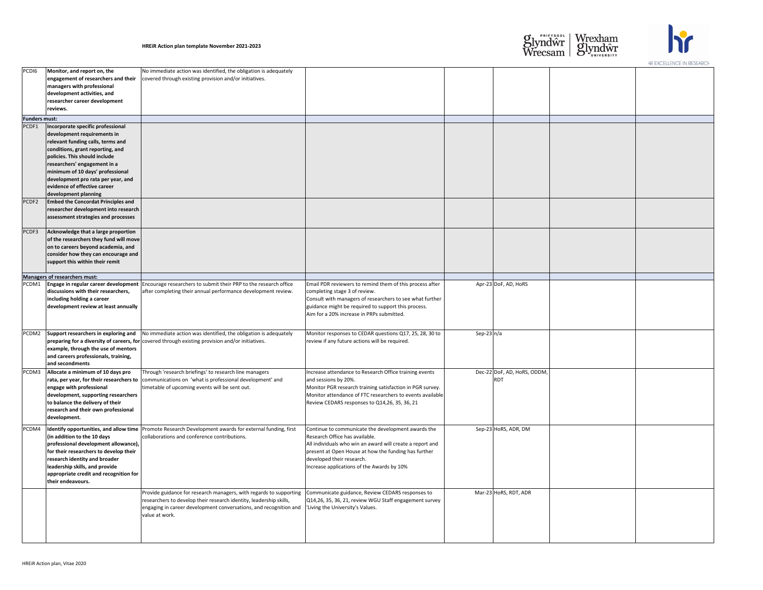| | | | | | | | |
|---|---|---|---|---|---|---|---|
| PCDI6 | **Monitor, and report on, the engagement of researchers and their managers with professional development activities, and researcher career development reviews.** | No immediate action was identified, the obligation is adequately covered through existing provision and/or initiatives. | | | | | |
| **Funders must:** | | | | | | | |
| PCDF1 | **Incorporate specific professional development requirements in relevant funding calls, terms and conditions, grant reporting, and policies. This should include researchers' engagement in a minimum of 10 days' professional development pro rata per year, and evidence of effective career development planning** | | | | | | |
| PCDF2 | **Embed the Concordat Principles and researcher development into research assessment strategies and processes** | | | | | | |
| PCDF3 | **Acknowledge that a large proportion of the researchers they fund will move on to careers beyond academia, and consider how they can encourage and support this within their remit** | | | | | | |
| **Managers of researchers must:** | | | | | | | |
| PCDM1 | **Engage in regular career development discussions with their researchers, including holding a career development review at least annually** | Encourage researchers to submit their PRP to the research office after completing their annual performance development review. | Email PDR reviewers to remind them of this process after completing stage 3 of review.<br>Consult with managers of researchers to see what further guidance might be required to support this process.<br>Aim for a 20% increase in PRPs submitted. | Apr-23 | DoF, AD, HoRS | | |
| PCDM2 | **Support researchers in exploring and preparing for a diversity of careers, for example, through the use of mentors and careers professionals, training, and secondments** | No immediate action was identified, the obligation is adequately covered through existing provision and/or initiatives. | Monitor responses to CEDAR questions Q17, 25, 28, 30 to review if any future actions will be required. | Sep-23 | n/a | | |
| PCDM3 | **Allocate a minimum of 10 days pro rata, per year, for their researchers to engage with professional development, supporting researchers to balance the delivery of their research and their own professional development.** | Through 'research briefings' to research line managers communications on 'what is professional development' and timetable of upcoming events will be sent out. | Increase attendance to Research Office training events and sessions by 20%.<br>Monitor PGR research training satisfaction in PGR survey.<br>Monitor attendance of FTC researchers to events available<br>Review CEDARS responses to Q14,26, 35, 36, 21 | Dec-22 | DoF, AD, HoRS, ODDM, RDT | | |
| PCDM4 | **Identify opportunities, and allow time (in addition to the 10 days professional development allowance), for their researchers to develop their research identity and broader leadership skills, and provide appropriate credit and recognition for their endeavours.** | Promote Research Development awards for external funding, first collaborations and conference contributions. | Continue to communicate the development awards the Research Office has available.<br>All individuals who win an award will create a report and present at Open House at how the funding has further developed their research.<br>Increase applications of the Awards by 10% | Sep-23 | HoRS, ADR, DM | | |
| | | Provide guidance for research managers, with regards to supporting researchers to develop their research identity, leadership skills, engaging in career development conversations, and recognition and value at work. | Communicate guidance, Review CEDARS responses to Q14,26, 35, 36, 21, review WGU Staff engagement survey 'Living the University's Values. | Mar-23 | HoRS, RDT, ADR | | |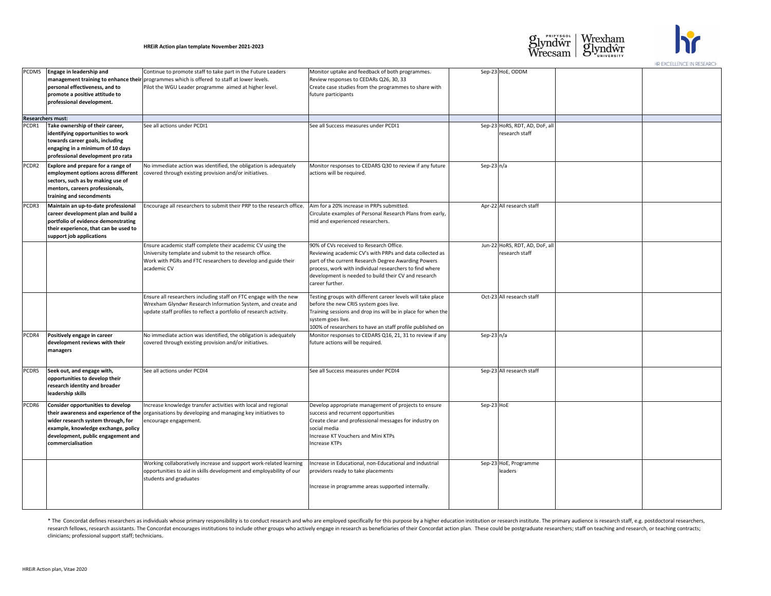**HREiR Action plan template November 2021-2023**

| | | | | | | | |
|---|---|---|---|---|---|---|---|
| PCDM5 | **Engage in leadership and management training to enhance their personal effectiveness, and to promote a positive attitude to professional development.** | Continue to promote staff to take part in the Future Leaders programmes which is offered to staff at lower levels. Pilot the WGU Leader programme aimed at higher level. | Monitor uptake and feedback of both programmes. Review responses to CEDARs Q26, 30, 33 Create case studies from the programmes to share with future participants | Sep-23 | HoE, ODDM | | |
| **Researchers must:** | | | | | | | |
| PCDR1 | **Take ownership of their career, identifying opportunities to work towards career goals, including engaging in a minimum of 10 days professional development pro rata** | See all actions under PCDI1 | See all Success measures under PCDI1 | Sep-23 | HoRS, RDT, AD, DoF, all research staff | | |
| PCDR2 | **Explore and prepare for a range of employment options across different sectors, such as by making use of mentors, careers professionals, training and secondments** | No immediate action was identified, the obligation is adequately covered through existing provision and/or initiatives. | Monitor responses to CEDARS Q30 to review if any future actions will be required. | Sep-23 | n/a | | |
| PCDR3 | **Maintain an up-to-date professional career development plan and build a portfolio of evidence demonstrating their experience, that can be used to support job applications** | Encourage all researchers to submit their PRP to the research office. | Aim for a 20% increase in PRPs submitted. Circulate examples of Personal Research Plans from early, mid and experienced researchers. | Apr-22 | All research staff | | |
| | | Ensure academic staff complete their academic CV using the University template and submit to the research office. Work with PGRs and FTC researchers to develop and guide their academic CV | 90% of CVs received to Research Office. Reviewing academic CV's with PRPs and data collected as part of the current Research Degree Awarding Powers process, work with individual researchers to find where development is needed to build their CV and research career further. | Jun-22 | HoRS, RDT, AD, DoF, all research staff | | |
| | | Ensure all researchers including staff on FTC engage with the new Wrexham Glyndwr Research Information System, and create and update staff profiles to reflect a portfolio of research activity. | Testing groups with different career levels will take place before the new CRIS system goes live. Training sessions and drop ins will be in place for when the system goes live. 100% of researchers to have an staff profile published on | Oct-23 | All research staff | | |
| PCDR4 | **Positively engage in career development reviews with their managers** | No immediate action was identified, the obligation is adequately covered through existing provision and/or initiatives. | Monitor responses to CEDARS Q16, 21, 31 to review if any future actions will be required. | Sep-23 | n/a | | |
| PCDR5 | **Seek out, and engage with, opportunities to develop their research identity and broader leadership skills** | See all actions under PCDI4 | See all Success measures under PCDI4 | Sep-23 | All research staff | | |
| PCDR6 | **Consider opportunities to develop their awareness and experience of the wider research system through, for example, knowledge exchange, policy development, public engagement and commercialisation** | Increase knowledge transfer activities with local and regional organisations by developing and managing key initiatives to encourage engagement. | Develop appropriate management of projects to ensure success and recurrent opportunities Create clear and professional messages for industry on social media Increase KT Vouchers and Mini KTPs Increase KTPs | Sep-23 | HoE | | |
| | | Working collaboratively increase and support work-related learning opportunities to aid in skills development and employability of our students and graduates | Increase in Educational, non-Educational and industrial providers ready to take placements Increase in programme areas supported internally. | Sep-23 | HoE, Programme leaders | | |

* The Concordat defines researchers as individuals whose primary responsibility is to conduct research and who are employed specifically for this purpose by a higher education institution or research institute. The primary audience is research staff, e.g. postdoctoral researchers, research fellows, research assistants. The Concordat encourages institutions to include other groups who actively engage in research as beneficiaries of their Concordat action plan. These could be postgraduate researchers; staff on teaching and research, or teaching contracts; clinicians; professional support staff; technicians.